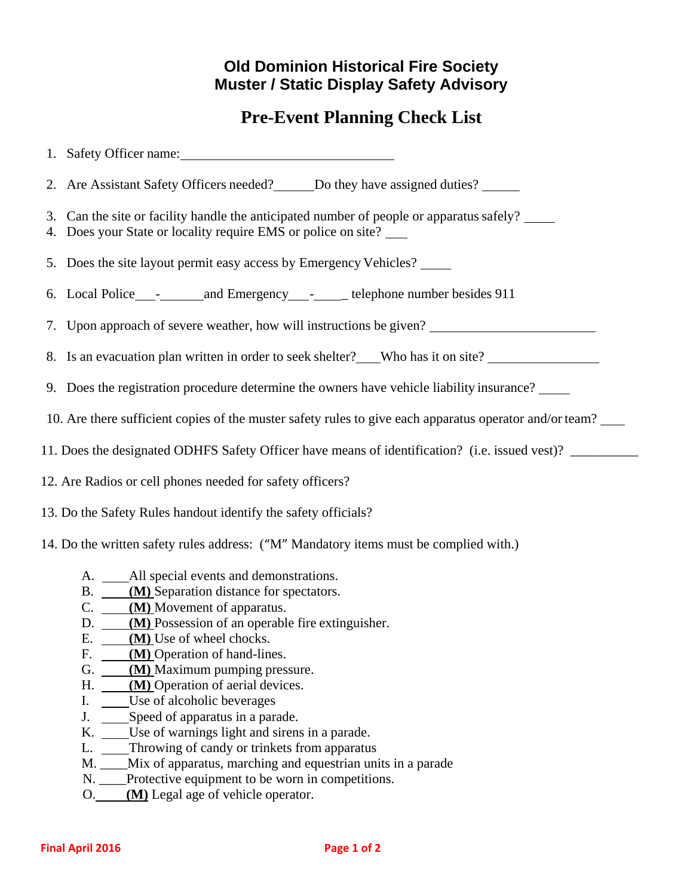# Old Dominion Historical Fire Society
# Muster / Static Display Safety Advisory

## Pre-Event Planning Check List

1. Safety Officer name: ________________________________

2. Are Assistant Safety Officers needed?______Do they have assigned duties? ______

3. Can the site or facility handle the anticipated number of people or apparatus safely? _____
4. Does your State or locality require EMS or police on site? ___

5. Does the site layout permit easy access by Emergency Vehicles? _____

6. Local Police___-_______and Emergency___-_____ telephone number besides 911

7. Upon approach of severe weather, how will instructions be given? ________________________

8. Is an evacuation plan written in order to seek shelter?___Who has it on site? ________________

9. Does the registration procedure determine the owners have vehicle liability insurance? _____

10. Are there sufficient copies of the muster safety rules to give each apparatus operator and/or team? ____

11. Does the designated ODHFS Safety Officer have means of identification? (i.e. issued vest)? __________

12. Are Radios or cell phones needed for safety officers?

13. Do the Safety Rules handout identify the safety officials?

14. Do the written safety rules address: ("M" Mandatory items must be complied with.)

    A. ____All special events and demonstrations.
    B. ____**(M)** Separation distance for spectators.
    C. ____**(M)** Movement of apparatus.
    D. ____**(M)** Possession of an operable fire extinguisher.
    E. ____**(M)** Use of wheel chocks.
    F. ____**(M)** Operation of hand-lines.
    G. ____**(M)** Maximum pumping pressure.
    H. ____**(M)** Operation of aerial devices.
    I. ____Use of alcoholic beverages
    J. ____Speed of apparatus in a parade.
    K. ____Use of warnings light and sirens in a parade.
    L. ____Throwing of candy or trinkets from apparatus
    M. ____Mix of apparatus, marching and equestrian units in a parade
    N. ____Protective equipment to be worn in competitions.
    O. ____**(M)** Legal age of vehicle operator.

Final April 2016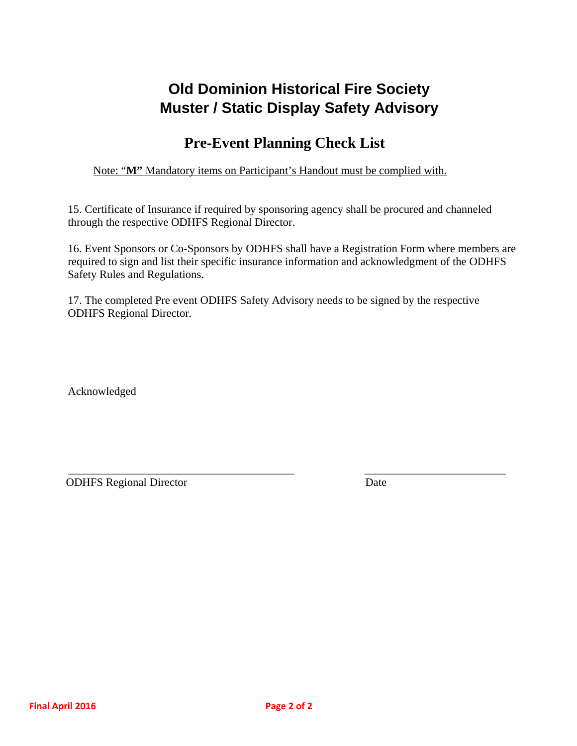# Old Dominion Historical Fire Society
# Muster / Static Display Safety Advisory

## Pre-Event Planning Check List

Note: "**M**" Mandatory items on Participant's Handout must be complied with.

15. Certificate of Insurance if required by sponsoring agency shall be procured and channeled through the respective ODHFS Regional Director.

16. Event Sponsors or Co-Sponsors by ODHFS shall have a Registration Form where members are required to sign and list their specific insurance information and acknowledgment of the ODHFS Safety Rules and Regulations.

17. The completed Pre event ODHFS Safety Advisory needs to be signed by the respective ODHFS Regional Director.

Acknowledged

________________________________________ ________________________

ODHFS Regional Director Date

Final April 2016